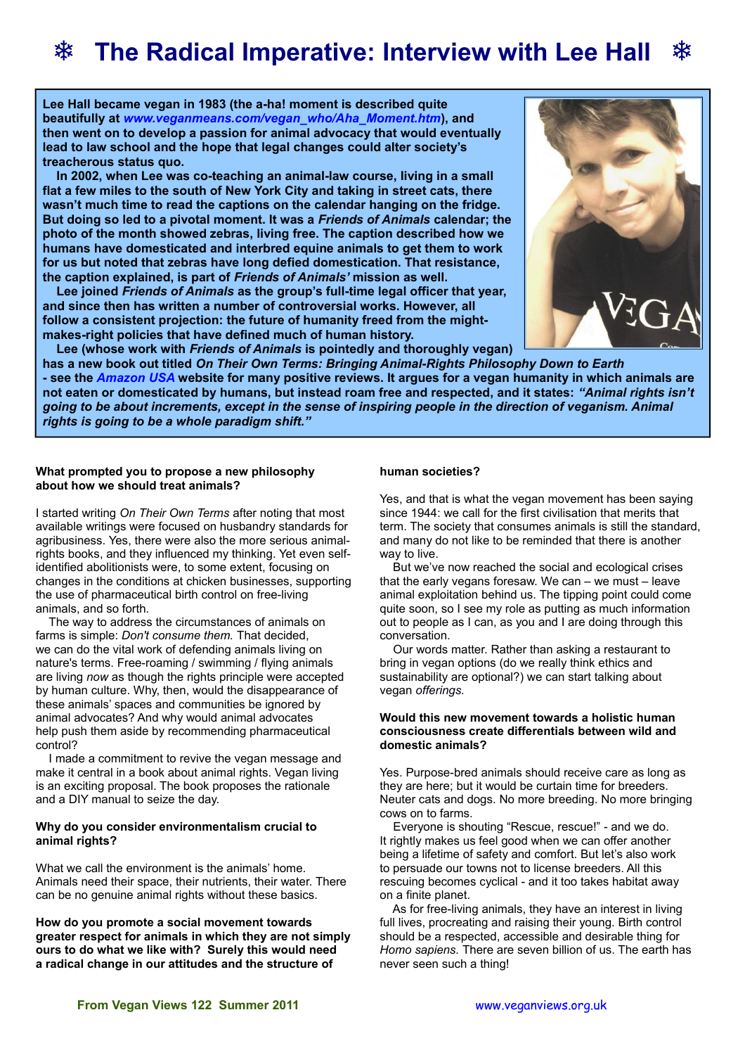# ❄ The Radical Imperative: Interview with Lee Hall ❄

**Lee Hall became vegan in 1983 (the a-ha! moment is described quite beautifully at *www.veganmeans.com/vegan_who/Aha_Moment.htm*), and then went on to develop a passion for animal advocacy that would eventually lead to law school and the hope that legal changes could alter society's treacherous status quo.**

**In 2002, when Lee was co-teaching an animal-law course, living in a small flat a few miles to the south of New York City and taking in street cats, there wasn't much time to read the captions on the calendar hanging on the fridge. But doing so led to a pivotal moment. It was a *Friends of Animals* calendar; the photo of the month showed zebras, living free. The caption described how we humans have domesticated and interbred equine animals to get them to work for us but noted that zebras have long defied domestication. That resistance, the caption explained, is part of *Friends of Animals'* mission as well.**

**Lee joined *Friends of Animals* as the group's full-time legal officer that year, and since then has written a number of controversial works. However, all follow a consistent projection: the future of humanity freed from the might-makes-right policies that have defined much of human history.**

**Lee (whose work with *Friends of Animals* is pointedly and thoroughly vegan) has a new book out titled *On Their Own Terms: Bringing Animal-Rights Philosophy Down to Earth* - see the *Amazon USA* website for many positive reviews. It argues for a vegan humanity in which animals are not eaten or domesticated by humans, but instead roam free and respected, and it states: *"Animal rights isn't going to be about increments, except in the sense of inspiring people in the direction of veganism. Animal rights is going to be a whole paradigm shift."***

**What prompted you to propose a new philosophy about how we should treat animals?**

I started writing *On Their Own Terms* after noting that most available writings were focused on husbandry standards for agribusiness. Yes, there were also the more serious animal-rights books, and they influenced my thinking. Yet even self-identified abolitionists were, to some extent, focusing on changes in the conditions at chicken businesses, supporting the use of pharmaceutical birth control on free-living animals, and so forth.

The way to address the circumstances of animals on farms is simple: *Don't consume them.* That decided, we can do the vital work of defending animals living on nature's terms. Free-roaming / swimming / flying animals are living *now* as though the rights principle were accepted by human culture. Why, then, would the disappearance of these animals' spaces and communities be ignored by animal advocates? And why would animal advocates help push them aside by recommending pharmaceutical control?

I made a commitment to revive the vegan message and make it central in a book about animal rights. Vegan living is an exciting proposal. The book proposes the rationale and a DIY manual to seize the day.

**Why do you consider environmentalism crucial to animal rights?**

What we call the environment is the animals' home. Animals need their space, their nutrients, their water. There can be no genuine animal rights without these basics.

**How do you promote a social movement towards greater respect for animals in which they are not simply ours to do what we like with? Surely this would need a radical change in our attitudes and the structure of human societies?**

Yes, and that is what the vegan movement has been saying since 1944: we call for the first civilisation that merits that term. The society that consumes animals is still the standard, and many do not like to be reminded that there is another way to live.

But we've now reached the social and ecological crises that the early vegans foresaw. We can – we must – leave animal exploitation behind us. The tipping point could come quite soon, so I see my role as putting as much information out to people as I can, as you and I are doing through this conversation.

Our words matter. Rather than asking a restaurant to bring in vegan options (do we really think ethics and sustainability are optional?) we can start talking about vegan *offerings.*

**Would this new movement towards a holistic human consciousness create differentials between wild and domestic animals?**

Yes. Purpose-bred animals should receive care as long as they are here; but it would be curtain time for breeders. Neuter cats and dogs. No more breeding. No more bringing cows on to farms.

Everyone is shouting "Rescue, rescue!" - and we do. It rightly makes us feel good when we can offer another being a lifetime of safety and comfort. But let's also work to persuade our towns not to license breeders. All this rescuing becomes cyclical - and it too takes habitat away on a finite planet.

As for free-living animals, they have an interest in living full lives, procreating and raising their young. Birth control should be a respected, accessible and desirable thing for *Homo sapiens.* There are seven billion of us. The earth has never seen such a thing!

From Vegan Views 122 Summer 2011 www.veganviews.org.uk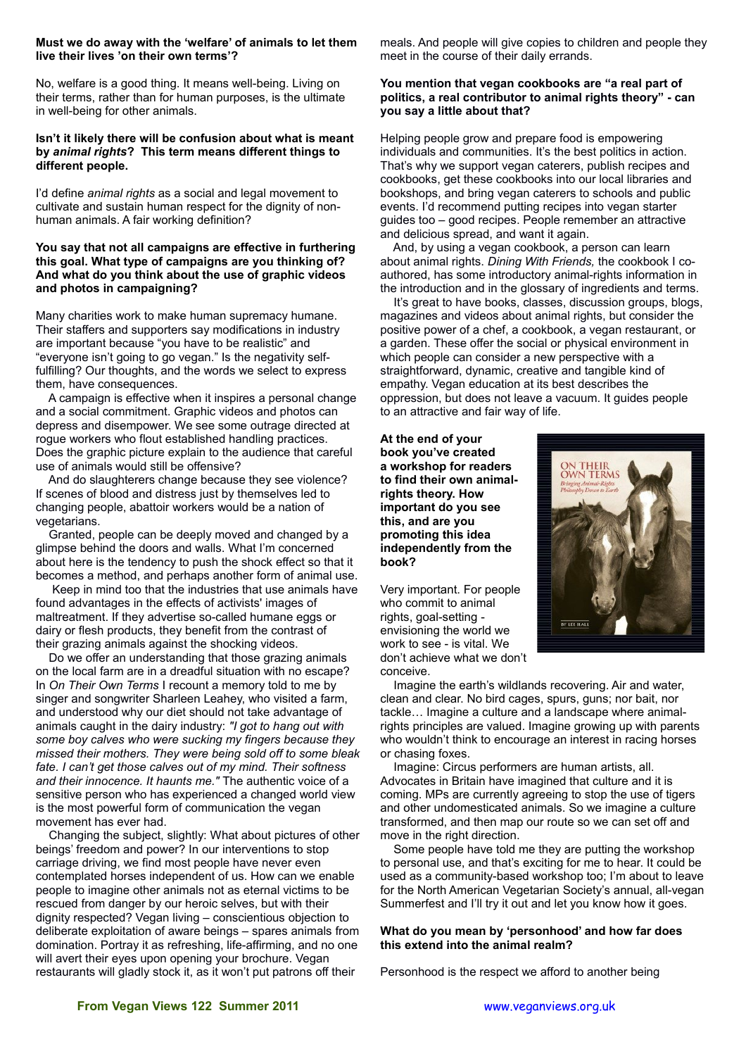**Must we do away with the 'welfare' of animals to let them live their lives 'on their own terms'?**

No, welfare is a good thing. It means well-being. Living on their terms, rather than for human purposes, is the ultimate in well-being for other animals.

**Isn't it likely there will be confusion about what is meant by *animal rights*? This term means different things to different people.**

I'd define *animal rights* as a social and legal movement to cultivate and sustain human respect for the dignity of non-human animals. A fair working definition?

**You say that not all campaigns are effective in furthering this goal. What type of campaigns are you thinking of? And what do you think about the use of graphic videos and photos in campaigning?**

Many charities work to make human supremacy humane. Their staffers and supporters say modifications in industry are important because "you have to be realistic" and "everyone isn't going to go vegan." Is the negativity self-fulfilling? Our thoughts, and the words we select to express them, have consequences.

A campaign is effective when it inspires a personal change and a social commitment. Graphic videos and photos can depress and disempower. We see some outrage directed at rogue workers who flout established handling practices. Does the graphic picture explain to the audience that careful use of animals would still be offensive?

And do slaughterers change because they see violence? If scenes of blood and distress just by themselves led to changing people, abattoir workers would be a nation of vegetarians.

Granted, people can be deeply moved and changed by a glimpse behind the doors and walls. What I'm concerned about here is the tendency to push the shock effect so that it becomes a method, and perhaps another form of animal use.

Keep in mind too that the industries that use animals have found advantages in the effects of activists' images of maltreatment. If they advertise so-called humane eggs or dairy or flesh products, they benefit from the contrast of their grazing animals against the shocking videos.

Do we offer an understanding that those grazing animals on the local farm are in a dreadful situation with no escape? In *On Their Own Terms* I recount a memory told to me by singer and songwriter Sharleen Leahey, who visited a farm, and understood why our diet should not take advantage of animals caught in the dairy industry: *"I got to hang out with some boy calves who were sucking my fingers because they missed their mothers. They were being sold off to some bleak fate. I can't get those calves out of my mind. Their softness and their innocence. It haunts me."* The authentic voice of a sensitive person who has experienced a changed world view is the most powerful form of communication the vegan movement has ever had.

Changing the subject, slightly: What about pictures of other beings' freedom and power? In our interventions to stop carriage driving, we find most people have never even contemplated horses independent of us. How can we enable people to imagine other animals not as eternal victims to be rescued from danger by our heroic selves, but with their dignity respected? Vegan living – conscientious objection to deliberate exploitation of aware beings – spares animals from domination. Portray it as refreshing, life-affirming, and no one will avert their eyes upon opening your brochure. Vegan restaurants will gladly stock it, as it won't put patrons off their meals. And people will give copies to children and people they meet in the course of their daily errands.

**You mention that vegan cookbooks are "a real part of politics, a real contributor to animal rights theory" - can you say a little about that?**

Helping people grow and prepare food is empowering individuals and communities. It's the best politics in action. That's why we support vegan caterers, publish recipes and cookbooks, get these cookbooks into our local libraries and bookshops, and bring vegan caterers to schools and public events. I'd recommend putting recipes into vegan starter guides too – good recipes. People remember an attractive and delicious spread, and want it again.

And, by using a vegan cookbook, a person can learn about animal rights. *Dining With Friends,* the cookbook I co-authored, has some introductory animal-rights information in the introduction and in the glossary of ingredients and terms.

It's great to have books, classes, discussion groups, blogs, magazines and videos about animal rights, but consider the positive power of a chef, a cookbook, a vegan restaurant, or a garden. These offer the social or physical environment in which people can consider a new perspective with a straightforward, dynamic, creative and tangible kind of empathy. Vegan education at its best describes the oppression, but does not leave a vacuum. It guides people to an attractive and fair way of life.

**At the end of your book you've created a workshop for readers to find their own animal-rights theory. How important do you see this, and are you promoting this idea independently from the book?**

Very important. For people who commit to animal rights, goal-setting - envisioning the world we work to see - is vital. We don't achieve what we don't conceive.

Imagine the earth's wildlands recovering. Air and water, clean and clear. No bird cages, spurs, guns; nor bait, nor tackle… Imagine a culture and a landscape where animal-rights principles are valued. Imagine growing up with parents who wouldn't think to encourage an interest in racing horses or chasing foxes.

Imagine: Circus performers are human artists, all. Advocates in Britain have imagined that culture and it is coming. MPs are currently agreeing to stop the use of tigers and other undomesticated animals. So we imagine a culture transformed, and then map our route so we can set off and move in the right direction.

Some people have told me they are putting the workshop to personal use, and that's exciting for me to hear. It could be used as a community-based workshop too; I'm about to leave for the North American Vegetarian Society's annual, all-vegan Summerfest and I'll try it out and let you know how it goes.

**What do you mean by 'personhood' and how far does this extend into the animal realm?**

Personhood is the respect we afford to another being

From Vegan Views 122 Summer 2011 www.veganviews.org.uk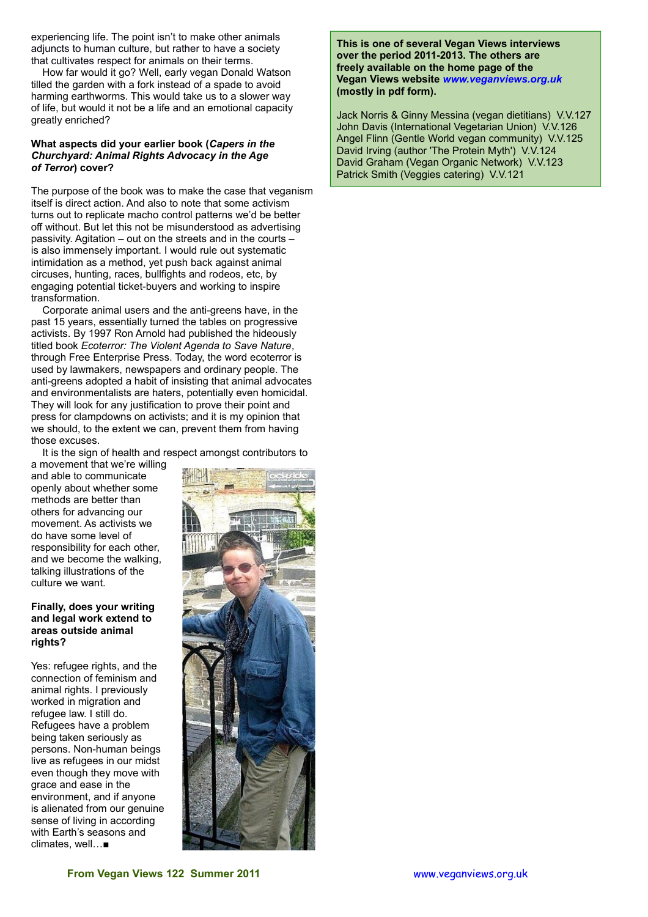experiencing life. The point isn't to make other animals adjuncts to human culture, but rather to have a society that cultivates respect for animals on their terms.

How far would it go? Well, early vegan Donald Watson tilled the garden with a fork instead of a spade to avoid harming earthworms. This would take us to a slower way of life, but would it not be a life and an emotional capacity greatly enriched?

**What aspects did your earlier book (*Capers in the Churchyard: Animal Rights Advocacy in the Age of Terror*) cover?**

The purpose of the book was to make the case that veganism itself is direct action. And also to note that some activism turns out to replicate macho control patterns we'd be better off without. But let this not be misunderstood as advertising passivity. Agitation – out on the streets and in the courts – is also immensely important. I would rule out systematic intimidation as a method, yet push back against animal circuses, hunting, races, bullfights and rodeos, etc, by engaging potential ticket-buyers and working to inspire transformation.

Corporate animal users and the anti-greens have, in the past 15 years, essentially turned the tables on progressive activists. By 1997 Ron Arnold had published the hideously titled book *Ecoterror: The Violent Agenda to Save Nature*, through Free Enterprise Press. Today, the word ecoterror is used by lawmakers, newspapers and ordinary people. The anti-greens adopted a habit of insisting that animal advocates and environmentalists are haters, potentially even homicidal. They will look for any justification to prove their point and press for clampdowns on activists; and it is my opinion that we should, to the extent we can, prevent them from having those excuses.

It is the sign of health and respect amongst contributors to a movement that we're willing and able to communicate openly about whether some methods are better than others for advancing our movement. As activists we do have some level of responsibility for each other, and we become the walking, talking illustrations of the culture we want.

**Finally, does your writing and legal work extend to areas outside animal rights?**

Yes: refugee rights, and the connection of feminism and animal rights. I previously worked in migration and refugee law. I still do. Refugees have a problem being taken seriously as persons. Non-human beings live as refugees in our midst even though they move with grace and ease in the environment, and if anyone is alienated from our genuine sense of living in according with Earth's seasons and climates, well…■

**This is one of several Vegan Views interviews over the period 2011-2013. The others are freely available on the home page of the Vegan Views website *www.veganviews.org.uk* (mostly in pdf form).**

Jack Norris & Ginny Messina (vegan dietitians) V.V.127
John Davis (International Vegetarian Union) V.V.126
Angel Flinn (Gentle World vegan community) V.V.125
David Irving (author 'The Protein Myth') V.V.124
David Graham (Vegan Organic Network) V.V.123
Patrick Smith (Veggies catering) V.V.121

**From Vegan Views 122 Summer 2011** www.veganviews.org.uk